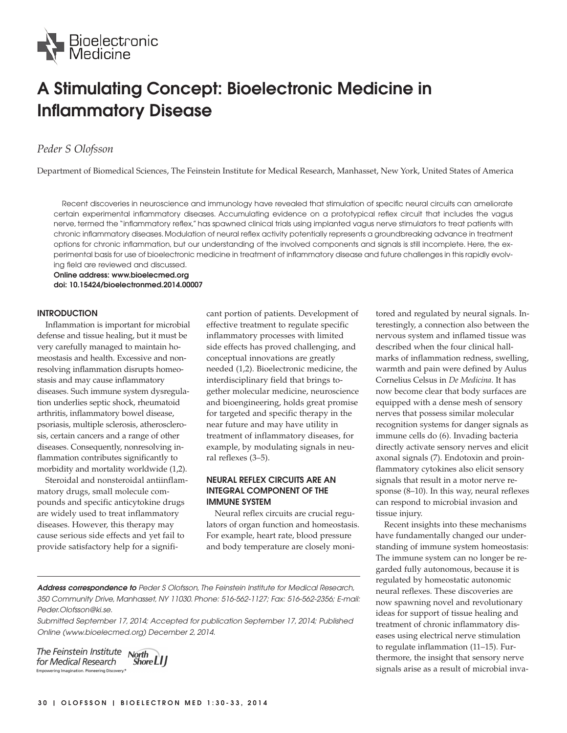# A Stimulating Concept: Bioelectronic Medicine in Inflammatory Disease

*Peder S Olofsson*

Department of Biomedical Sciences, The Feinstein Institute for Medical Research, Manhasset, New York, United States of America

Recent discoveries in neuroscience and immunology have revealed that stimulation of specific neural circuits can ameliorate certain experimental inflammatory diseases. Accumulating evidence on a prototypical reflex circuit that includes the vagus nerve, termed the "inflammatory reflex," has spawned clinical trials using implanted vagus nerve stimulators to treat patients with chronic inflammatory diseases. Modulation of neural reflex activity potentially represents a groundbreaking advance in treatment options for chronic inflammation, but our understanding of the involved components and signals is still incomplete. Here, the experimental basis for use of bioelectronic medicine in treatment of inflammatory disease and future challenges in this rapidly evolving field are reviewed and discussed.

**Online address: www.bioelecmed.org**
**doi: 10.15424/bioelectronmed.2014.00007**

## INTRODUCTION

Inflammation is important for microbial defense and tissue healing, but it must be very carefully managed to maintain homeostasis and health. Excessive and nonresolving inflammation disrupts homeostasis and may cause inflammatory diseases. Such immune system dysregulation underlies septic shock, rheumatoid arthritis, inflammatory bowel disease, psoriasis, multiple sclerosis, atherosclerosis, certain cancers and a range of other diseases. Consequently, nonresolving inflammation contributes significantly to morbidity and mortality worldwide (1,2).

Steroidal and nonsteroidal antiinflammatory drugs, small molecule compounds and specific anticytokine drugs are widely used to treat inflammatory diseases. However, this therapy may cause serious side effects and yet fail to provide satisfactory help for a significant portion of patients. Development of effective treatment to regulate specific inflammatory processes with limited side effects has proved challenging, and conceptual innovations are greatly needed (1,2). Bioelectronic medicine, the interdisciplinary field that brings together molecular medicine, neuroscience and bioengineering, holds great promise for targeted and specific therapy in the near future and may have utility in treatment of inflammatory diseases, for example, by modulating signals in neural reflexes (3–5).

## NEURAL REFLEX CIRCUITS ARE AN INTEGRAL COMPONENT OF THE IMMUNE SYSTEM

Neural reflex circuits are crucial regulators of organ function and homeostasis. For example, heart rate, blood pressure and body temperature are closely monitored and regulated by neural signals. Interestingly, a connection also between the nervous system and inflamed tissue was described when the four clinical hallmarks of inflammation redness, swelling, warmth and pain were defined by Aulus Cornelius Celsus in *De Medicina*. It has now become clear that body surfaces are equipped with a dense mesh of sensory nerves that possess similar molecular recognition systems for danger signals as immune cells do (6). Invading bacteria directly activate sensory nerves and elicit axonal signals (7). Endotoxin and proinflammatory cytokines also elicit sensory signals that result in a motor nerve response (8–10). In this way, neural reflexes can respond to microbial invasion and tissue injury.

Recent insights into these mechanisms have fundamentally changed our understanding of immune system homeostasis: The immune system can no longer be regarded fully autonomous, because it is regulated by homeostatic autonomic neural reflexes. These discoveries are now spawning novel and revolutionary ideas for support of tissue healing and treatment of chronic inflammatory diseases using electrical nerve stimulation to regulate inflammation (11–15). Furthermore, the insight that sensory nerve signals arise as a result of microbial inva-

***Address correspondence to** Peder S Olofsson, The Feinstein Institute for Medical Research, 350 Community Drive, Manhasset, NY 11030. Phone: 516-562-1127; Fax: 516-562-2356; E-mail: Peder.Olofsson@ki.se.*

*Submitted September 17, 2014; Accepted for publication September 17, 2014; Published Online (www.bioelecmed.org) December 2, 2014.*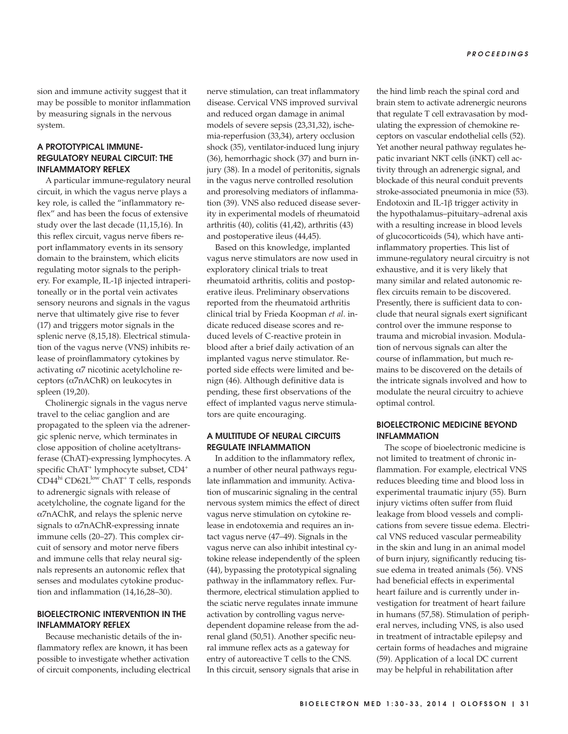sion and immune activity suggest that it may be possible to monitor inflammation by measuring signals in the nervous system.

## A PROTOTYPICAL IMMUNE-REGULATORY NEURAL CIRCUIT: THE INFLAMMATORY REFLEX

A particular immune-regulatory neural circuit, in which the vagus nerve plays a key role, is called the "inflammatory reflex" and has been the focus of extensive study over the last decade (11,15,16). In this reflex circuit, vagus nerve fibers report inflammatory events in its sensory domain to the brainstem, which elicits regulating motor signals to the periphery. For example, IL-1β injected intraperitoneally or in the portal vein activates sensory neurons and signals in the vagus nerve that ultimately give rise to fever (17) and triggers motor signals in the splenic nerve (8,15,18). Electrical stimulation of the vagus nerve (VNS) inhibits release of proinflammatory cytokines by activating α7 nicotinic acetylcholine receptors (α7nAChR) on leukocytes in spleen (19,20).

Cholinergic signals in the vagus nerve travel to the celiac ganglion and are propagated to the spleen via the adrenergic splenic nerve, which terminates in close apposition of choline acetyltransferase (ChAT)-expressing lymphocytes. A specific $ChAT^+$ lymphocyte subset, $CD4^+$ $CD44^{hi}$ $CD62L^{low}$ $ChAT^+$ T cells, responds to adrenergic signals with release of acetylcholine, the cognate ligand for the α7nAChR, and relays the splenic nerve signals to α7nAChR-expressing innate immune cells (20–27). This complex circuit of sensory and motor nerve fibers and immune cells that relay neural signals represents an autonomic reflex that senses and modulates cytokine production and inflammation (14,16,28–30).

## BIOELECTRONIC INTERVENTION IN THE INFLAMMATORY REFLEX

Because mechanistic details of the inflammatory reflex are known, it has been possible to investigate whether activation of circuit components, including electrical nerve stimulation, can treat inflammatory disease. Cervical VNS improved survival and reduced organ damage in animal models of severe sepsis (23,31,32), ischemia-reperfusion (33,34), artery occlusion shock (35), ventilator-induced lung injury (36), hemorrhagic shock (37) and burn injury (38). In a model of peritonitis, signals in the vagus nerve controlled resolution and proresolving mediators of inflammation (39). VNS also reduced disease severity in experimental models of rheumatoid arthritis (40), colitis (41,42), arthritis (43) and postoperative ileus (44,45).

Based on this knowledge, implanted vagus nerve stimulators are now used in exploratory clinical trials to treat rheumatoid arthritis, colitis and postoperative ileus. Preliminary observations reported from the rheumatoid arthritis clinical trial by Frieda Koopman *et al.* indicate reduced disease scores and reduced levels of C-reactive protein in blood after a brief daily activation of an implanted vagus nerve stimulator. Reported side effects were limited and benign (46). Although definitive data is pending, these first observations of the effect of implanted vagus nerve stimulators are quite encouraging.

## A MULTITUDE OF NEURAL CIRCUITS REGULATE INFLAMMATION

In addition to the inflammatory reflex, a number of other neural pathways regulate inflammation and immunity. Activation of muscarinic signaling in the central nervous system mimics the effect of direct vagus nerve stimulation on cytokine release in endotoxemia and requires an intact vagus nerve (47–49). Signals in the vagus nerve can also inhibit intestinal cytokine release independently of the spleen (44), bypassing the prototypical signaling pathway in the inflammatory reflex. Furthermore, electrical stimulation applied to the sciatic nerve regulates innate immune activation by controlling vagus nerve-dependent dopamine release from the adrenal gland (50,51). Another specific neural immune reflex acts as a gateway for entry of autoreactive T cells to the CNS. In this circuit, sensory signals that arise in the hind limb reach the spinal cord and brain stem to activate adrenergic neurons that regulate T cell extravasation by modulating the expression of chemokine receptors on vascular endothelial cells (52). Yet another neural pathway regulates hepatic invariant NKT cells (iNKT) cell activity through an adrenergic signal, and blockade of this neural conduit prevents stroke-associated pneumonia in mice (53). Endotoxin and IL-1β trigger activity in the hypothalamus–pituitary–adrenal axis with a resulting increase in blood levels of glucocorticoids (54), which have anti-inflammatory properties. This list of immune-regulatory neural circuitry is not exhaustive, and it is very likely that many similar and related autonomic reflex circuits remain to be discovered. Presently, there is sufficient data to conclude that neural signals exert significant control over the immune response to trauma and microbial invasion. Modulation of nervous signals can alter the course of inflammation, but much remains to be discovered on the details of the intricate signals involved and how to modulate the neural circuitry to achieve optimal control.

## BIOELECTRONIC MEDICINE BEYOND INFLAMMATION

The scope of bioelectronic medicine is not limited to treatment of chronic inflammation. For example, electrical VNS reduces bleeding time and blood loss in experimental traumatic injury (55). Burn injury victims often suffer from fluid leakage from blood vessels and complications from severe tissue edema. Electrical VNS reduced vascular permeability in the skin and lung in an animal model of burn injury, significantly reducing tissue edema in treated animals (56). VNS had beneficial effects in experimental heart failure and is currently under investigation for treatment of heart failure in humans (57,58). Stimulation of peripheral nerves, including VNS, is also used in treatment of intractable epilepsy and certain forms of headaches and migraine (59). Application of a local DC current may be helpful in rehabilitation after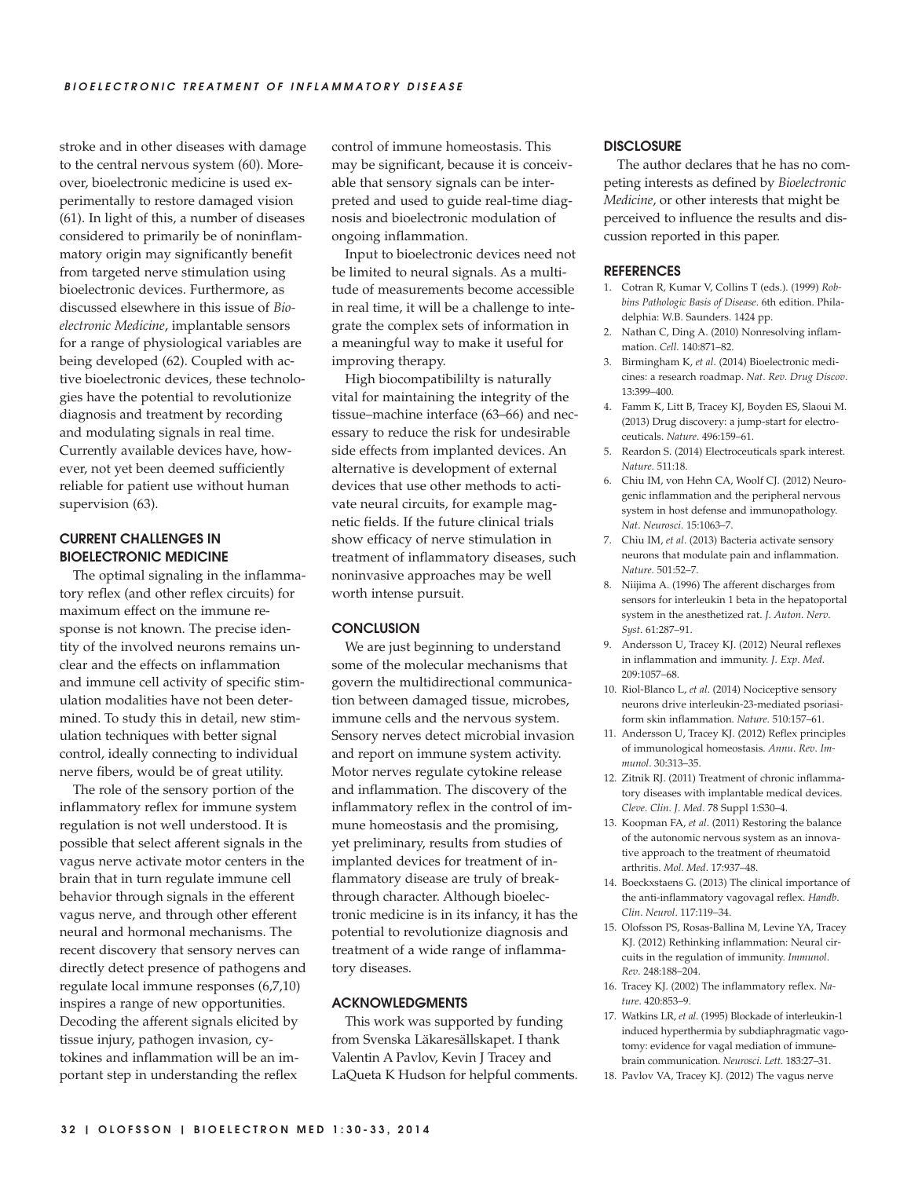stroke and in other diseases with damage to the central nervous system (60). Moreover, bioelectronic medicine is used experimentally to restore damaged vision (61). In light of this, a number of diseases considered to primarily be of noninflammatory origin may significantly benefit from targeted nerve stimulation using bioelectronic devices. Furthermore, as discussed elsewhere in this issue of *Bioelectronic Medicine*, implantable sensors for a range of physiological variables are being developed (62). Coupled with active bioelectronic devices, these technologies have the potential to revolutionize diagnosis and treatment by recording and modulating signals in real time. Currently available devices have, however, not yet been deemed sufficiently reliable for patient use without human supervision (63).

## CURRENT CHALLENGES IN BIOELECTRONIC MEDICINE

The optimal signaling in the inflammatory reflex (and other reflex circuits) for maximum effect on the immune response is not known. The precise identity of the involved neurons remains unclear and the effects on inflammation and immune cell activity of specific stimulation modalities have not been determined. To study this in detail, new stimulation techniques with better signal control, ideally connecting to individual nerve fibers, would be of great utility.

The role of the sensory portion of the inflammatory reflex for immune system regulation is not well understood. It is possible that select afferent signals in the vagus nerve activate motor centers in the brain that in turn regulate immune cell behavior through signals in the efferent vagus nerve, and through other efferent neural and hormonal mechanisms. The recent discovery that sensory nerves can directly detect presence of pathogens and regulate local immune responses (6,7,10) inspires a range of new opportunities. Decoding the afferent signals elicited by tissue injury, pathogen invasion, cytokines and inflammation will be an important step in understanding the reflex control of immune homeostasis. This may be significant, because it is conceivable that sensory signals can be interpreted and used to guide real-time diagnosis and bioelectronic modulation of ongoing inflammation.

Input to bioelectronic devices need not be limited to neural signals. As a multitude of measurements become accessible in real time, it will be a challenge to integrate the complex sets of information in a meaningful way to make it useful for improving therapy.

High biocompatibililty is naturally vital for maintaining the integrity of the tissue–machine interface (63–66) and necessary to reduce the risk for undesirable side effects from implanted devices. An alternative is development of external devices that use other methods to activate neural circuits, for example magnetic fields. If the future clinical trials show efficacy of nerve stimulation in treatment of inflammatory diseases, such noninvasive approaches may be well worth intense pursuit.

## CONCLUSION

We are just beginning to understand some of the molecular mechanisms that govern the multidirectional communication between damaged tissue, microbes, immune cells and the nervous system. Sensory nerves detect microbial invasion and report on immune system activity. Motor nerves regulate cytokine release and inflammation. The discovery of the inflammatory reflex in the control of immune homeostasis and the promising, yet preliminary, results from studies of implanted devices for treatment of inflammatory disease are truly of breakthrough character. Although bioelectronic medicine is in its infancy, it has the potential to revolutionize diagnosis and treatment of a wide range of inflammatory diseases.

## ACKNOWLEDGMENTS

This work was supported by funding from Svenska Läkaresällskapet. I thank Valentin A Pavlov, Kevin J Tracey and LaQueta K Hudson for helpful comments.

## DISCLOSURE

The author declares that he has no competing interests as defined by *Bioelectronic Medicine*, or other interests that might be perceived to influence the results and discussion reported in this paper.

## REFERENCES

1. Cotran R, Kumar V, Collins T (eds.). (1999) *Robbins Pathologic Basis of Disease*. 6th edition. Philadelphia: W.B. Saunders. 1424 pp.
2. Nathan C, Ding A. (2010) Nonresolving inflammation. *Cell*. 140:871–82.
3. Birmingham K, *et al*. (2014) Bioelectronic medicines: a research roadmap. *Nat. Rev. Drug Discov*. 13:399–400.
4. Famm K, Litt B, Tracey KJ, Boyden ES, Slaoui M. (2013) Drug discovery: a jump-start for electroceuticals. *Nature*. 496:159–61.
5. Reardon S. (2014) Electroceuticals spark interest. *Nature*. 511:18.
6. Chiu IM, von Hehn CA, Woolf CJ. (2012) Neurogenic inflammation and the peripheral nervous system in host defense and immunopathology. *Nat. Neurosci*. 15:1063–7.
7. Chiu IM, *et al*. (2013) Bacteria activate sensory neurons that modulate pain and inflammation. *Nature*. 501:52–7.
8. Niijima A. (1996) The afferent discharges from sensors for interleukin 1 beta in the hepatoportal system in the anesthetized rat. *J. Auton. Nerv. Syst*. 61:287–91.
9. Andersson U, Tracey KJ. (2012) Neural reflexes in inflammation and immunity. *J. Exp. Med*. 209:1057–68.
10. Riol-Blanco L, *et al*. (2014) Nociceptive sensory neurons drive interleukin-23-mediated psoriasiform skin inflammation. *Nature*. 510:157–61.
11. Andersson U, Tracey KJ. (2012) Reflex principles of immunological homeostasis. *Annu. Rev. Immunol*. 30:313–35.
12. Zitnik RJ. (2011) Treatment of chronic inflammatory diseases with implantable medical devices. *Cleve. Clin. J. Med*. 78 Suppl 1:S30–4.
13. Koopman FA, *et al*. (2011) Restoring the balance of the autonomic nervous system as an innovative approach to the treatment of rheumatoid arthritis. *Mol. Med*. 17:937–48.
14. Boeckxstaens G. (2013) The clinical importance of the anti-inflammatory vagovagal reflex. *Handb. Clin. Neurol*. 117:119–34.
15. Olofsson PS, Rosas-Ballina M, Levine YA, Tracey KJ. (2012) Rethinking inflammation: Neural circuits in the regulation of immunity. *Immunol. Rev*. 248:188–204.
16. Tracey KJ. (2002) The inflammatory reflex. *Nature*. 420:853–9.
17. Watkins LR, *et al*. (1995) Blockade of interleukin-1 induced hyperthermia by subdiaphragmatic vagotomy: evidence for vagal mediation of immune-brain communication. *Neurosci. Lett*. 183:27–31.
18. Pavlov VA, Tracey KJ. (2012) The vagus nerve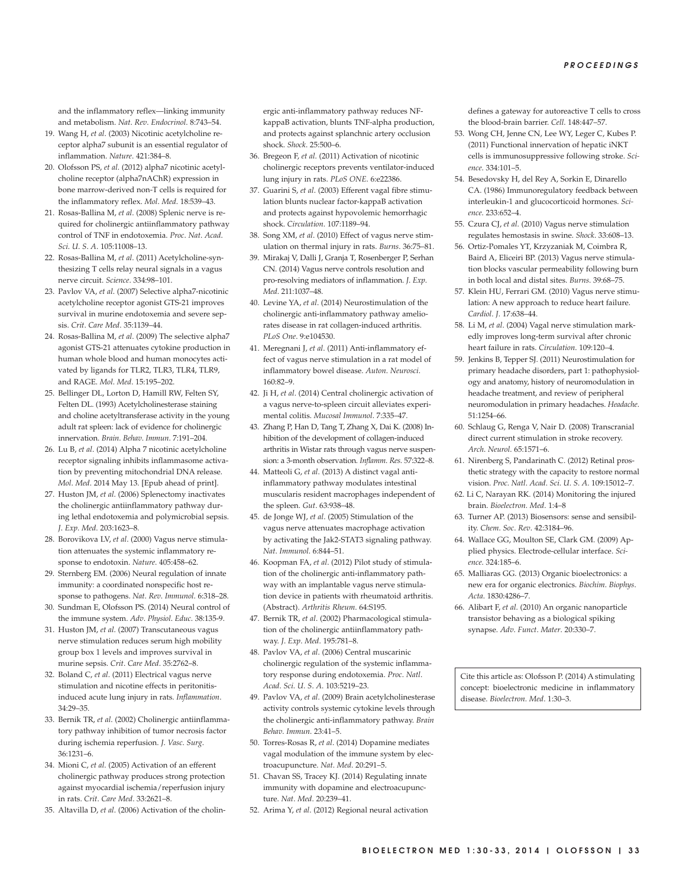and the inflammatory reflex—linking immunity and metabolism. *Nat. Rev. Endocrinol.* 8:743–54.

19. Wang H, *et al.* (2003) Nicotinic acetylcholine receptor alpha7 subunit is an essential regulator of inflammation. *Nature*. 421:384–8.
20. Olofsson PS, *et al.* (2012) alpha7 nicotinic acetylcholine receptor (alpha7nAChR) expression in bone marrow-derived non-T cells is required for the inflammatory reflex. *Mol. Med.* 18:539–43.
21. Rosas-Ballina M, *et al.* (2008) Splenic nerve is required for cholinergic antiinflammatory pathway control of TNF in endotoxemia. *Proc. Nat. Acad. Sci. U. S. A.* 105:11008–13.
22. Rosas-Ballina M, *et al.* (2011) Acetylcholine-synthesizing T cells relay neural signals in a vagus nerve circuit. *Science*. 334:98–101.
23. Pavlov VA, *et al.* (2007) Selective alpha7-nicotinic acetylcholine receptor agonist GTS-21 improves survival in murine endotoxemia and severe sepsis. *Crit. Care Med.* 35:1139–44.
24. Rosas-Ballina M, *et al.* (2009) The selective alpha7 agonist GTS-21 attenuates cytokine production in human whole blood and human monocytes activated by ligands for TLR2, TLR3, TLR4, TLR9, and RAGE. *Mol. Med.* 15:195–202.
25. Bellinger DL, Lorton D, Hamill RW, Felten SY, Felten DL. (1993) Acetylcholinesterase staining and choline acetyltransferase activity in the young adult rat spleen: lack of evidence for cholinergic innervation. *Brain. Behav. Immun.* 7:191–204.
26. Lu B, *et al.* (2014) Alpha 7 nicotinic acetylcholine receptor signaling inhibits inflammasome activation by preventing mitochondrial DNA release. *Mol. Med.* 2014 May 13. [Epub ahead of print].
27. Huston JM, *et al.* (2006) Splenectomy inactivates the cholinergic antiinflammatory pathway during lethal endotoxemia and polymicrobial sepsis. *J. Exp. Med.* 203:1623–8.
28. Borovikova LV, *et al.* (2000) Vagus nerve stimulation attenuates the systemic inflammatory response to endotoxin. *Nature*. 405:458–62.
29. Sternberg EM. (2006) Neural regulation of innate immunity: a coordinated nonspecific host response to pathogens. *Nat. Rev. Immunol.* 6:318–28.
30. Sundman E, Olofsson PS. (2014) Neural control of the immune system. *Adv. Physiol. Educ.* 38:135-9.
31. Huston JM, *et al.* (2007) Transcutaneous vagus nerve stimulation reduces serum high mobility group box 1 levels and improves survival in murine sepsis. *Crit. Care Med.* 35:2762–8.
32. Boland C, *et al.* (2011) Electrical vagus nerve stimulation and nicotine effects in peritonitis-induced acute lung injury in rats. *Inflammation*. 34:29–35.
33. Bernik TR, *et al.* (2002) Cholinergic antiinflammatory pathway inhibition of tumor necrosis factor during ischemia reperfusion. *J. Vasc. Surg.* 36:1231–6.
34. Mioni C, *et al.* (2005) Activation of an efferent cholinergic pathway produces strong protection against myocardial ischemia/reperfusion injury in rats. *Crit. Care Med.* 33:2621–8.
35. Altavilla D, *et al.* (2006) Activation of the cholinergic anti-inflammatory pathway reduces NF-kappaB activation, blunts TNF-alpha production, and protects against splanchnic artery occlusion shock. *Shock*. 25:500–6.
36. Bregeon F, *et al.* (2011) Activation of nicotinic cholinergic receptors prevents ventilator-induced lung injury in rats. *PLoS ONE*. 6:e22386.
37. Guarini S, *et al.* (2003) Efferent vagal fibre stimulation blunts nuclear factor-kappaB activation and protects against hypovolemic hemorrhagic shock. *Circulation*. 107:1189–94.
38. Song XM, *et al.* (2010) Effect of vagus nerve stimulation on thermal injury in rats. *Burns*. 36:75–81.
39. Mirakaj V, Dalli J, Granja T, Rosenberger P, Serhan CN. (2014) Vagus nerve controls resolution and pro-resolving mediators of inflammation. *J. Exp. Med.* 211:1037–48.
40. Levine YA, *et al.* (2014) Neurostimulation of the cholinergic anti-inflammatory pathway ameliorates disease in rat collagen-induced arthritis. *PLoS One*. 9:e104530.
41. Meregnani J, *et al.* (2011) Anti-inflammatory effect of vagus nerve stimulation in a rat model of inflammatory bowel disease. *Auton. Neurosci.* 160:82–9.
42. Ji H, *et al.* (2014) Central cholinergic activation of a vagus nerve-to-spleen circuit alleviates experimental colitis. *Mucosal Immunol.* 7:335–47.
43. Zhang P, Han D, Tang T, Zhang X, Dai K. (2008) Inhibition of the development of collagen-induced arthritis in Wistar rats through vagus nerve suspension: a 3-month observation. *Inflamm. Res.* 57:322–8.
44. Matteoli G, *et al.* (2013) A distinct vagal anti-inflammatory pathway modulates intestinal muscularis resident macrophages independent of the spleen. *Gut*. 63:938–48.
45. de Jonge WJ, *et al.* (2005) Stimulation of the vagus nerve attenuates macrophage activation by activating the Jak2-STAT3 signaling pathway. *Nat. Immunol.* 6:844–51.
46. Koopman FA, *et al.* (2012) Pilot study of stimulation of the cholinergic anti-inflammatory pathway with an implantable vagus nerve stimulation device in patients with rheumatoid arthritis. (Abstract). *Arthritis Rheum.* 64:S195.
47. Bernik TR, *et al.* (2002) Pharmacological stimulation of the cholinergic antiinflammatory pathway. *J. Exp. Med.* 195:781–8.
48. Pavlov VA, *et al.* (2006) Central muscarinic cholinergic regulation of the systemic inflammatory response during endotoxemia. *Proc. Natl. Acad. Sci. U. S. A.* 103:5219–23.
49. Pavlov VA, *et al.* (2009) Brain acetylcholinesterase activity controls systemic cytokine levels through the cholinergic anti-inflammatory pathway. *Brain Behav. Immun.* 23:41–5.
50. Torres-Rosas R, *et al.* (2014) Dopamine mediates vagal modulation of the immune system by electroacupuncture. *Nat. Med.* 20:291–5.
51. Chavan SS, Tracey KJ. (2014) Regulating innate immunity with dopamine and electroacupuncture. *Nat. Med.* 20:239–41.
52. Arima Y, *et al.* (2012) Regional neural activation defines a gateway for autoreactive T cells to cross the blood-brain barrier. *Cell*. 148:447–57.
53. Wong CH, Jenne CN, Lee WY, Leger C, Kubes P. (2011) Functional innervation of hepatic iNKT cells is immunosuppressive following stroke. *Science*. 334:101–5.
54. Besedovsky H, del Rey A, Sorkin E, Dinarello CA. (1986) Immunoregulatory feedback between interleukin-1 and glucocorticoid hormones. *Science*. 233:652–4.
55. Czura CJ, *et al.* (2010) Vagus nerve stimulation regulates hemostasis in swine. *Shock*. 33:608–13.
56. Ortiz-Pomales YT, Krzyzaniak M, Coimbra R, Baird A, Eliceiri BP. (2013) Vagus nerve stimulation blocks vascular permeability following burn in both local and distal sites. *Burns*. 39:68–75.
57. Klein HU, Ferrari GM. (2010) Vagus nerve stimulation: A new approach to reduce heart failure. *Cardiol. J.* 17:638–44.
58. Li M, *et al.* (2004) Vagal nerve stimulation markedly improves long-term survival after chronic heart failure in rats. *Circulation*. 109:120–4.
59. Jenkins B, Tepper SJ. (2011) Neurostimulation for primary headache disorders, part 1: pathophysiology and anatomy, history of neuromodulation in headache treatment, and review of peripheral neuromodulation in primary headaches. *Headache*. 51:1254–66.
60. Schlaug G, Renga V, Nair D. (2008) Transcranial direct current stimulation in stroke recovery. *Arch. Neurol.* 65:1571–6.
61. Nirenberg S, Pandarinath C. (2012) Retinal prosthetic strategy with the capacity to restore normal vision. *Proc. Natl. Acad. Sci. U. S. A.* 109:15012–7.
62. Li C, Narayan RK. (2014) Monitoring the injured brain. *Bioelectron. Med.* 1:4–8
63. Turner AP. (2013) Biosensors: sense and sensibility. *Chem. Soc. Rev.* 42:3184–96.
64. Wallace GG, Moulton SE, Clark GM. (2009) Applied physics. Electrode-cellular interface. *Science*. 324:185–6.
65. Malliaras GG. (2013) Organic bioelectronics: a new era for organic electronics. *Biochim. Biophys. Acta*. 1830:4286–7.
66. Alibart F, *et al.* (2010) An organic nanoparticle transistor behaving as a biological spiking synapse. *Adv. Funct. Mater.* 20:330–7.

Cite this article as: Olofsson P. (2014) A stimulating concept: bioelectronic medicine in inflammatory disease. *Bioelectron. Med.* 1:30–3.